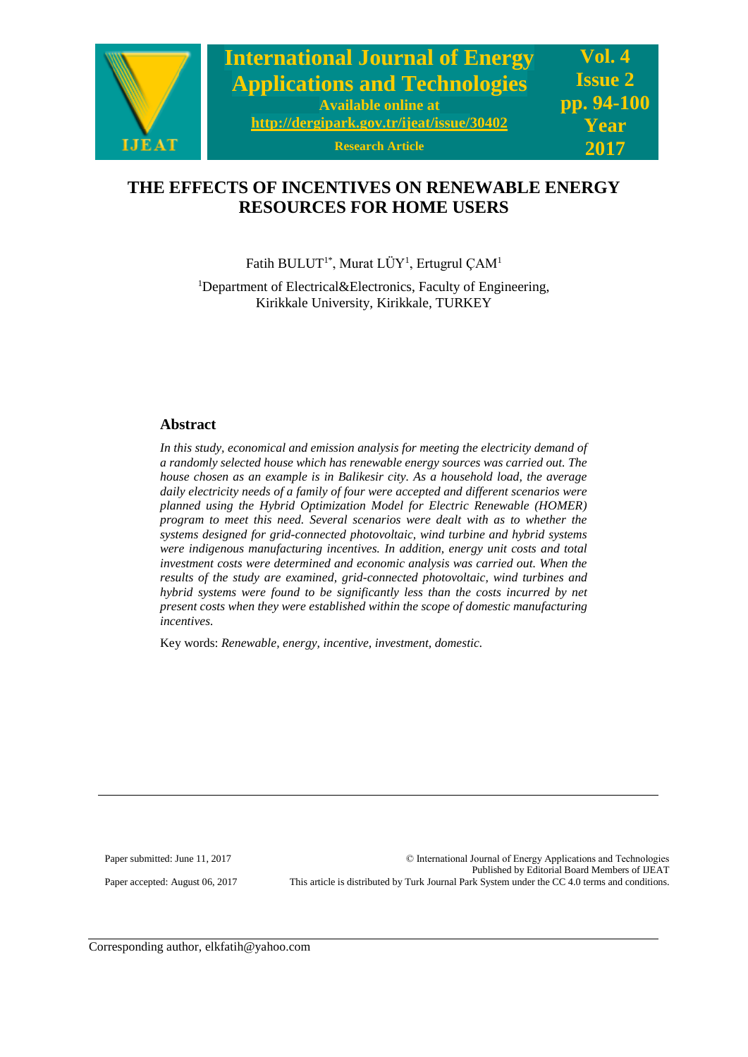# THE EFFECTS OF INCENTIVES ON RENEWABLE ENERGY RESOURCES FOR HOME USERS

Fatih BULUT[1*], Murat LÜY[1], Ertugrul ÇAM[1]

[1]Department of Electrical&Electronics, Faculty of Engineering, Kirikkale University, Kirikkale, TURKEY

## Abstract

*In this study, economical and emission analysis for meeting the electricity demand of a randomly selected house which has renewable energy sources was carried out. The house chosen as an example is in Balikesir city. As a household load, the average daily electricity needs of a family of four were accepted and different scenarios were planned using the Hybrid Optimization Model for Electric Renewable (HOMER) program to meet this need. Several scenarios were dealt with as to whether the systems designed for grid-connected photovoltaic, wind turbine and hybrid systems were indigenous manufacturing incentives. In addition, energy unit costs and total investment costs were determined and economic analysis was carried out. When the results of the study are examined, grid-connected photovoltaic, wind turbines and hybrid systems were found to be significantly less than the costs incurred by net present costs when they were established within the scope of domestic manufacturing incentives.*

Key words: *Renewable, energy, incentive, investment, domestic.*

Paper submitted: June 11, 2017

Paper accepted: August 06, 2017

© International Journal of Energy Applications and Technologies
Published by Editorial Board Members of IJEAT
This article is distributed by Turk Journal Park System under the CC 4.0 terms and conditions.

Corresponding author, elkfatih@yahoo.com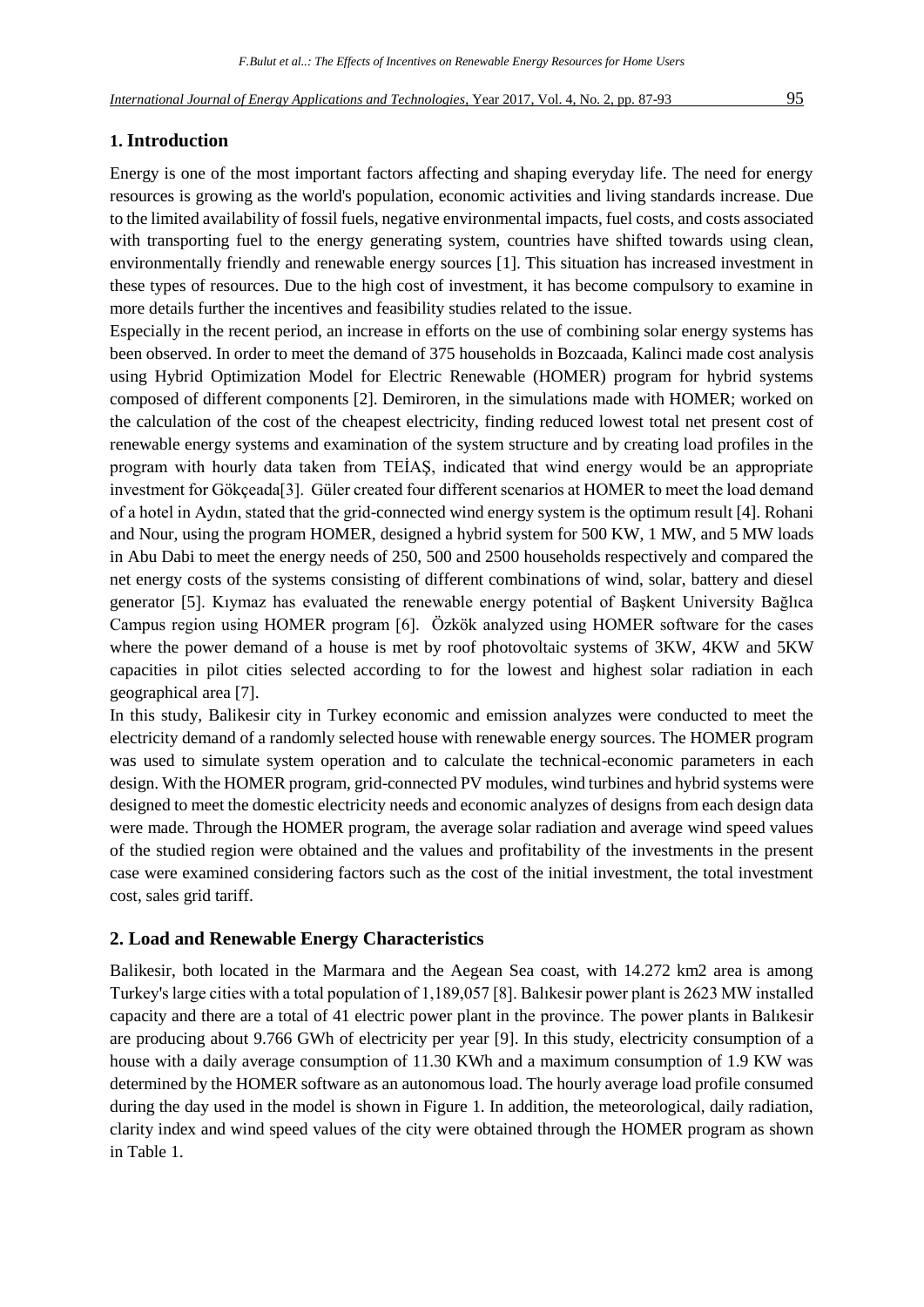## 1. Introduction

Energy is one of the most important factors affecting and shaping everyday life. The need for energy resources is growing as the world's population, economic activities and living standards increase. Due to the limited availability of fossil fuels, negative environmental impacts, fuel costs, and costs associated with transporting fuel to the energy generating system, countries have shifted towards using clean, environmentally friendly and renewable energy sources [1]. This situation has increased investment in these types of resources. Due to the high cost of investment, it has become compulsory to examine in more details further the incentives and feasibility studies related to the issue.

Especially in the recent period, an increase in efforts on the use of combining solar energy systems has been observed. In order to meet the demand of 375 households in Bozcaada, Kalinci made cost analysis using Hybrid Optimization Model for Electric Renewable (HOMER) program for hybrid systems composed of different components [2]. Demiroren, in the simulations made with HOMER; worked on the calculation of the cost of the cheapest electricity, finding reduced lowest total net present cost of renewable energy systems and examination of the system structure and by creating load profiles in the program with hourly data taken from TEİAŞ, indicated that wind energy would be an appropriate investment for Gökçeada[3]. Güler created four different scenarios at HOMER to meet the load demand of a hotel in Aydın, stated that the grid-connected wind energy system is the optimum result [4]. Rohani and Nour, using the program HOMER, designed a hybrid system for 500 KW, 1 MW, and 5 MW loads in Abu Dabi to meet the energy needs of 250, 500 and 2500 households respectively and compared the net energy costs of the systems consisting of different combinations of wind, solar, battery and diesel generator [5]. Kıymaz has evaluated the renewable energy potential of Başkent University Bağlıca Campus region using HOMER program [6]. Özkök analyzed using HOMER software for the cases where the power demand of a house is met by roof photovoltaic systems of 3KW, 4KW and 5KW capacities in pilot cities selected according to for the lowest and highest solar radiation in each geographical area [7].

In this study, Balikesir city in Turkey economic and emission analyzes were conducted to meet the electricity demand of a randomly selected house with renewable energy sources. The HOMER program was used to simulate system operation and to calculate the technical-economic parameters in each design. With the HOMER program, grid-connected PV modules, wind turbines and hybrid systems were designed to meet the domestic electricity needs and economic analyzes of designs from each design data were made. Through the HOMER program, the average solar radiation and average wind speed values of the studied region were obtained and the values and profitability of the investments in the present case were examined considering factors such as the cost of the initial investment, the total investment cost, sales grid tariff.

## 2. Load and Renewable Energy Characteristics

Balikesir, both located in the Marmara and the Aegean Sea coast, with 14.272 km2 area is among Turkey's large cities with a total population of 1,189,057 [8]. Balıkesir power plant is 2623 MW installed capacity and there are a total of 41 electric power plant in the province. The power plants in Balıkesir are producing about 9.766 GWh of electricity per year [9]. In this study, electricity consumption of a house with a daily average consumption of 11.30 KWh and a maximum consumption of 1.9 KW was determined by the HOMER software as an autonomous load. The hourly average load profile consumed during the day used in the model is shown in Figure 1. In addition, the meteorological, daily radiation, clarity index and wind speed values of the city were obtained through the HOMER program as shown in Table 1.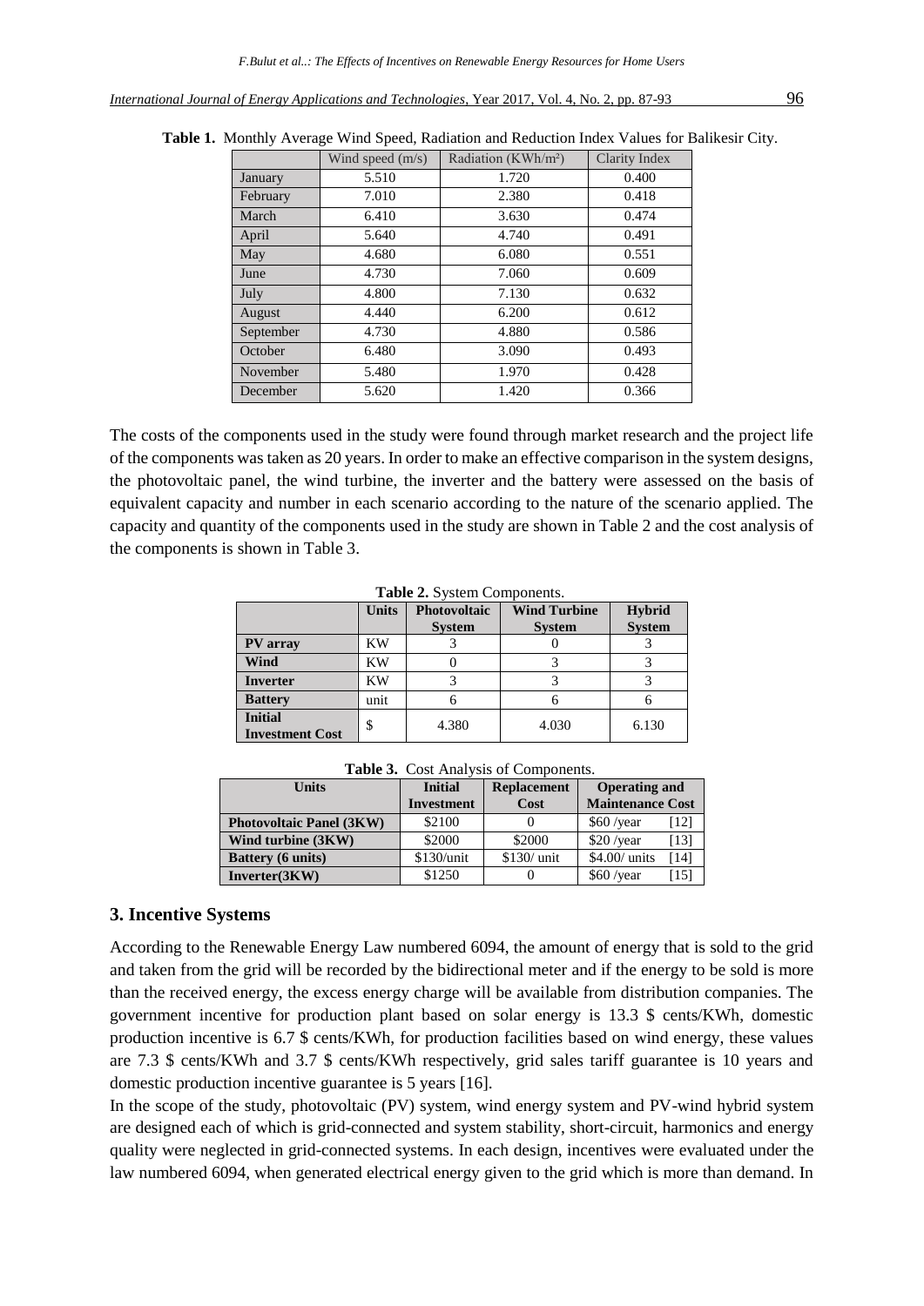**Table 1.** Monthly Average Wind Speed, Radiation and Reduction Index Values for Balikesir City.

| | Wind speed (m/s) | Radiation (KWh/m²) | Clarity Index |
|---|---|---|---|
| January | 5.510 | 1.720 | 0.400 |
| February | 7.010 | 2.380 | 0.418 |
| March | 6.410 | 3.630 | 0.474 |
| April | 5.640 | 4.740 | 0.491 |
| May | 4.680 | 6.080 | 0.551 |
| June | 4.730 | 7.060 | 0.609 |
| July | 4.800 | 7.130 | 0.632 |
| August | 4.440 | 6.200 | 0.612 |
| September | 4.730 | 4.880 | 0.586 |
| October | 6.480 | 3.090 | 0.493 |
| November | 5.480 | 1.970 | 0.428 |
| December | 5.620 | 1.420 | 0.366 |

The costs of the components used in the study were found through market research and the project life of the components was taken as 20 years. In order to make an effective comparison in the system designs, the photovoltaic panel, the wind turbine, the inverter and the battery were assessed on the basis of equivalent capacity and number in each scenario according to the nature of the scenario applied. The capacity and quantity of the components used in the study are shown in Table 2 and the cost analysis of the components is shown in Table 3.

**Table 2.** System Components.

| | Units | Photovoltaic System | Wind Turbine System | Hybrid System |
|---|---|---|---|---|
| **PV array** | KW | 3 | 0 | 3 |
| **Wind** | KW | 0 | 3 | 3 |
| **Inverter** | KW | 3 | 3 | 3 |
| **Battery** | unit | 6 | 6 | 6 |
| **Initial Investment Cost** | $ | 4.380 | 4.030 | 6.130 |

**Table 3.** Cost Analysis of Components.

| Units | Initial Investment | Replacement Cost | Operating and Maintenance Cost |
|---|---|---|---|
| **Photovoltaic Panel (3KW)** | $2100 | 0 | $60 /year [12] |
| **Wind turbine (3KW)** | $2000 | $2000 | $20 /year [13] |
| **Battery (6 units)** | $130/unit | $130/ unit | $4.00/ units [14] |
| **Inverter(3KW)** | $1250 | 0 | $60 /year [15] |

## 3. Incentive Systems

According to the Renewable Energy Law numbered 6094, the amount of energy that is sold to the grid and taken from the grid will be recorded by the bidirectional meter and if the energy to be sold is more than the received energy, the excess energy charge will be available from distribution companies. The government incentive for production plant based on solar energy is 13.3 $ cents/KWh, domestic production incentive is 6.7 $ cents/KWh, for production facilities based on wind energy, these values are 7.3 $ cents/KWh and 3.7 $ cents/KWh respectively, grid sales tariff guarantee is 10 years and domestic production incentive guarantee is 5 years [16].

In the scope of the study, photovoltaic (PV) system, wind energy system and PV-wind hybrid system are designed each of which is grid-connected and system stability, short-circuit, harmonics and energy quality were neglected in grid-connected systems. In each design, incentives were evaluated under the law numbered 6094, when generated electrical energy given to the grid which is more than demand. In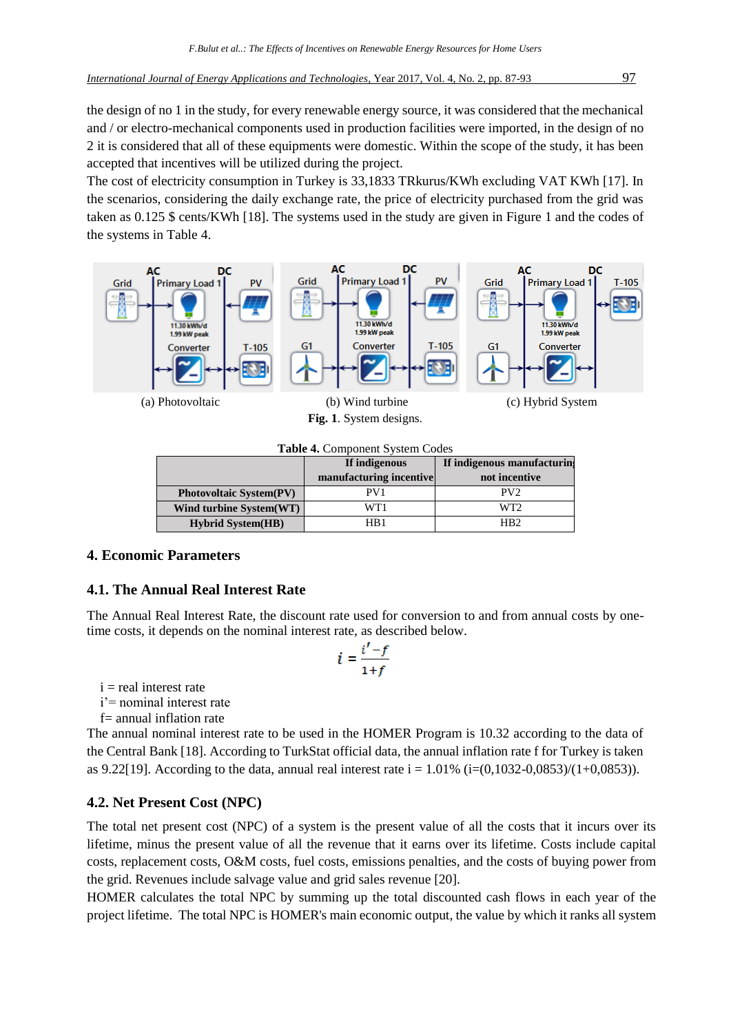the design of no 1 in the study, for every renewable energy source, it was considered that the mechanical and / or electro-mechanical components used in production facilities were imported, in the design of no 2 it is considered that all of these equipments were domestic. Within the scope of the study, it has been accepted that incentives will be utilized during the project.

The cost of electricity consumption in Turkey is 33,1833 TRkurus/KWh excluding VAT KWh [17]. In the scenarios, considering the daily exchange rate, the price of electricity purchased from the grid was taken as 0.125 $ cents/KWh [18]. The systems used in the study are given in Figure 1 and the codes of the systems in Table 4.

(a) Photovoltaic (b) Wind turbine (c) Hybrid System

**Fig. 1**. System designs.

**Table 4.** Component System Codes

| | If indigenous manufacturing incentive | If indigenous manufacturing not incentive |
|---|---|---|
| **Photovoltaic System(PV)** | PV1 | PV2 |
| **Wind turbine System(WT)** | WT1 | WT2 |
| **Hybrid System(HB)** | HB1 | HB2 |

## 4. Economic Parameters

### 4.1. The Annual Real Interest Rate

The Annual Real Interest Rate, the discount rate used for conversion to and from annual costs by one-time costs, it depends on the nominal interest rate, as described below.

$$i = \frac{i' - f}{1 + f}$$

i = real interest rate

i'= nominal interest rate

f= annual inflation rate

The annual nominal interest rate to be used in the HOMER Program is 10.32 according to the data of the Central Bank [18]. According to TurkStat official data, the annual inflation rate f for Turkey is taken as 9.22[19]. According to the data, annual real interest rate i = 1.01% (i=(0,1032-0,0853)/(1+0,0853)).

### 4.2. Net Present Cost (NPC)

The total net present cost (NPC) of a system is the present value of all the costs that it incurs over its lifetime, minus the present value of all the revenue that it earns over its lifetime. Costs include capital costs, replacement costs, O&M costs, fuel costs, emissions penalties, and the costs of buying power from the grid. Revenues include salvage value and grid sales revenue [20].

HOMER calculates the total NPC by summing up the total discounted cash flows in each year of the project lifetime. The total NPC is HOMER's main economic output, the value by which it ranks all system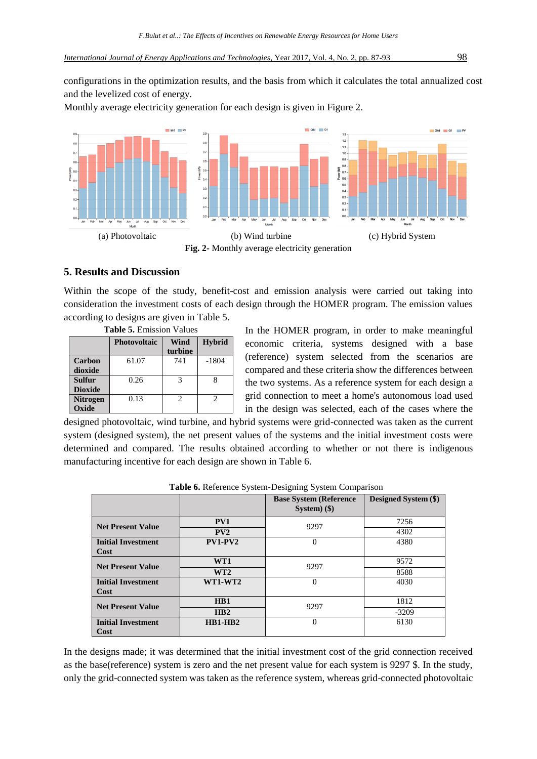configurations in the optimization results, and the basis from which it calculates the total annualized cost and the levelized cost of energy.

Monthly average electricity generation for each design is given in Figure 2.

(a) Photovoltaic (b) Wind turbine (c) Hybrid System

**Fig. 2-** Monthly average electricity generation

## 5. Results and Discussion

Within the scope of the study, benefit-cost and emission analysis were carried out taking into consideration the investment costs of each design through the HOMER program. The emission values according to designs are given in Table 5.

**Table 5.** Emission Values

| | Photovoltaic | Wind turbine | Hybrid |
|---|---|---|---|
| **Carbon dioxide** | 61.07 | 741 | -1804 |
| **Sulfur Dioxide** | 0.26 | 3 | 8 |
| **Nitrogen Oxide** | 0.13 | 2 | 2 |

In the HOMER program, in order to make meaningful economic criteria, systems designed with a base (reference) system selected from the scenarios are compared and these criteria show the differences between the two systems. As a reference system for each design a grid connection to meet a home's autonomous load used in the design was selected, each of the cases where the designed photovoltaic, wind turbine, and hybrid systems were grid-connected was taken as the current system (designed system), the net present values of the systems and the initial investment costs were determined and compared. The results obtained according to whether or not there is indigenous manufacturing incentive for each design are shown in Table 6.

**Table 6.** Reference System-Designing System Comparison

| | | Base System (Reference System) ($) | Designed System ($) |
|---|---|---|---|
| **Net Present Value** | **PV1** | 9297 | 7256 |
| | **PV2** | | 4302 |
| **Initial Investment Cost** | **PV1-PV2** | 0 | 4380 |
| **Net Present Value** | **WT1** | 9297 | 9572 |
| | **WT2** | | 8588 |
| **Initial Investment Cost** | **WT1-WT2** | 0 | 4030 |
| **Net Present Value** | **HB1** | 9297 | 1812 |
| | **HB2** | | -3209 |
| **Initial Investment Cost** | **HB1-HB2** | 0 | 6130 |

In the designs made; it was determined that the initial investment cost of the grid connection received as the base(reference) system is zero and the net present value for each system is 9297 $. In the study, only the grid-connected system was taken as the reference system, whereas grid-connected photovoltaic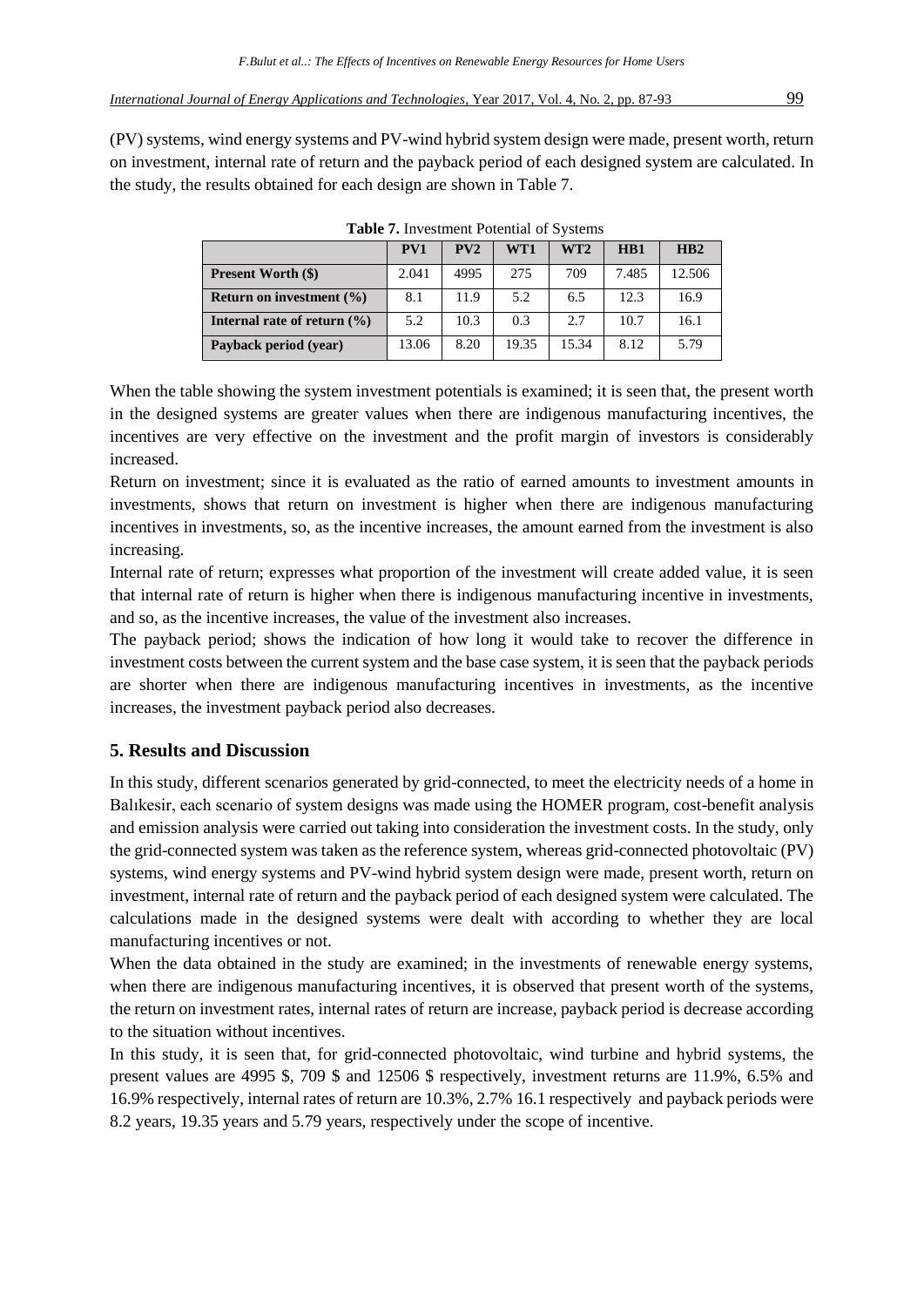(PV) systems, wind energy systems and PV-wind hybrid system design were made, present worth, return on investment, internal rate of return and the payback period of each designed system are calculated. In the study, the results obtained for each design are shown in Table 7.

**Table 7.** Investment Potential of Systems

| | PV1 | PV2 | WT1 | WT2 | HB1 | HB2 |
|---|---|---|---|---|---|---|
| **Present Worth ($)** | 2.041 | 4995 | 275 | 709 | 7.485 | 12.506 |
| **Return on investment (%)** | 8.1 | 11.9 | 5.2 | 6.5 | 12.3 | 16.9 |
| **Internal rate of return (%)** | 5.2 | 10.3 | 0.3 | 2.7 | 10.7 | 16.1 |
| **Payback period (year)** | 13.06 | 8.20 | 19.35 | 15.34 | 8.12 | 5.79 |

When the table showing the system investment potentials is examined; it is seen that, the present worth in the designed systems are greater values when there are indigenous manufacturing incentives, the incentives are very effective on the investment and the profit margin of investors is considerably increased.

Return on investment; since it is evaluated as the ratio of earned amounts to investment amounts in investments, shows that return on investment is higher when there are indigenous manufacturing incentives in investments, so, as the incentive increases, the amount earned from the investment is also increasing.

Internal rate of return; expresses what proportion of the investment will create added value, it is seen that internal rate of return is higher when there is indigenous manufacturing incentive in investments, and so, as the incentive increases, the value of the investment also increases.

The payback period; shows the indication of how long it would take to recover the difference in investment costs between the current system and the base case system, it is seen that the payback periods are shorter when there are indigenous manufacturing incentives in investments, as the incentive increases, the investment payback period also decreases.

## 5. Results and Discussion

In this study, different scenarios generated by grid-connected, to meet the electricity needs of a home in Balıkesir, each scenario of system designs was made using the HOMER program, cost-benefit analysis and emission analysis were carried out taking into consideration the investment costs. In the study, only the grid-connected system was taken as the reference system, whereas grid-connected photovoltaic (PV) systems, wind energy systems and PV-wind hybrid system design were made, present worth, return on investment, internal rate of return and the payback period of each designed system were calculated. The calculations made in the designed systems were dealt with according to whether they are local manufacturing incentives or not.

When the data obtained in the study are examined; in the investments of renewable energy systems, when there are indigenous manufacturing incentives, it is observed that present worth of the systems, the return on investment rates, internal rates of return are increase, payback period is decrease according to the situation without incentives.

In this study, it is seen that, for grid-connected photovoltaic, wind turbine and hybrid systems, the present values are 4995 $, 709 $ and 12506 $ respectively, investment returns are 11.9%, 6.5% and 16.9% respectively, internal rates of return are 10.3%, 2.7% 16.1 respectively and payback periods were 8.2 years, 19.35 years and 5.79 years, respectively under the scope of incentive.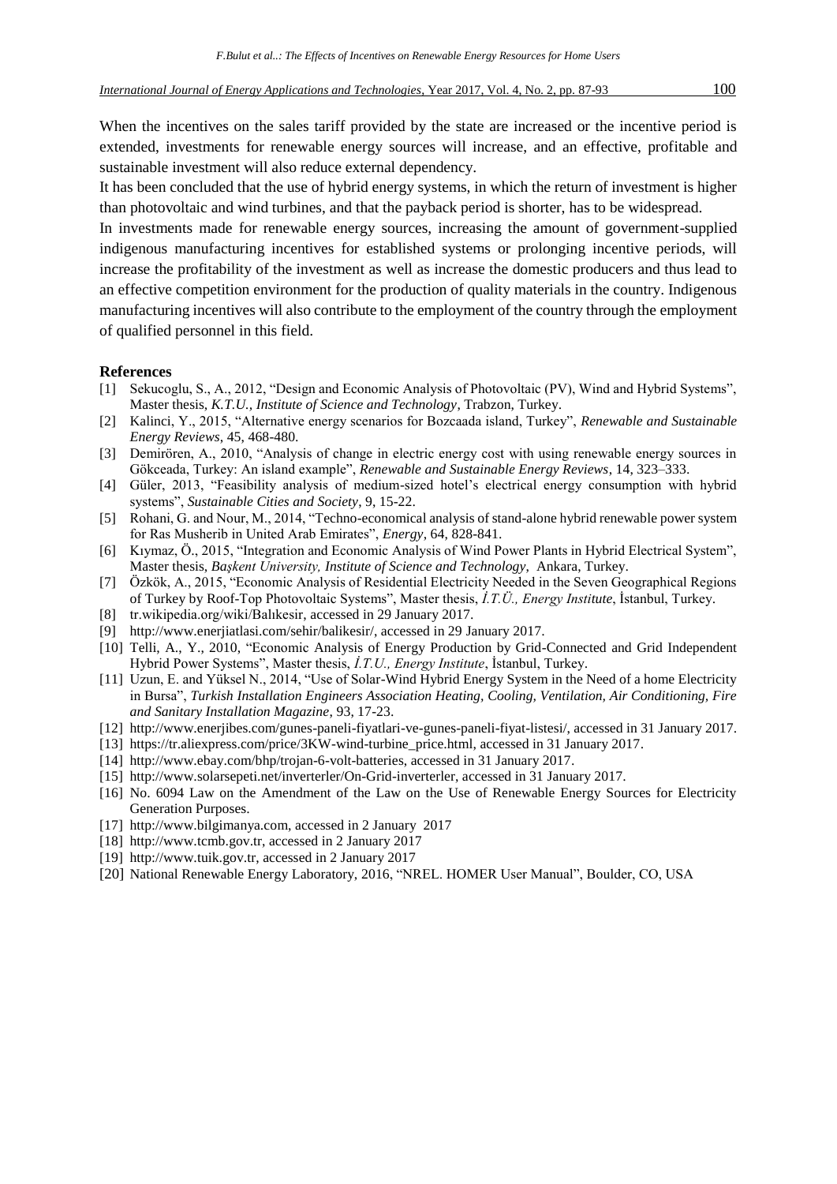When the incentives on the sales tariff provided by the state are increased or the incentive period is extended, investments for renewable energy sources will increase, and an effective, profitable and sustainable investment will also reduce external dependency.

It has been concluded that the use of hybrid energy systems, in which the return of investment is higher than photovoltaic and wind turbines, and that the payback period is shorter, has to be widespread.

In investments made for renewable energy sources, increasing the amount of government-supplied indigenous manufacturing incentives for established systems or prolonging incentive periods, will increase the profitability of the investment as well as increase the domestic producers and thus lead to an effective competition environment for the production of quality materials in the country. Indigenous manufacturing incentives will also contribute to the employment of the country through the employment of qualified personnel in this field.

## References

[1] Sekucoglu, S., A., 2012, "Design and Economic Analysis of Photovoltaic (PV), Wind and Hybrid Systems", Master thesis, *K.T.U., Institute of Science and Technology*, Trabzon, Turkey.

[2] Kalinci, Y., 2015, "Alternative energy scenarios for Bozcaada island, Turkey", *Renewable and Sustainable Energy Reviews*, 45, 468-480.

[3] Demirören, A., 2010, "Analysis of change in electric energy cost with using renewable energy sources in Gökceada, Turkey: An island example", *Renewable and Sustainable Energy Reviews*, 14, 323–333.

[4] Güler, 2013, "Feasibility analysis of medium-sized hotel's electrical energy consumption with hybrid systems", *Sustainable Cities and Society*, 9, 15-22.

[5] Rohani, G. and Nour, M., 2014, "Techno-economical analysis of stand-alone hybrid renewable power system for Ras Musherib in United Arab Emirates", *Energy*, 64, 828-841.

[6] Kıymaz, Ö., 2015, "Integration and Economic Analysis of Wind Power Plants in Hybrid Electrical System", Master thesis, *Başkent University, Institute of Science and Technology*, Ankara, Turkey.

[7] Özkök, A., 2015, "Economic Analysis of Residential Electricity Needed in the Seven Geographical Regions of Turkey by Roof-Top Photovoltaic Systems", Master thesis, *İ.T.Ü., Energy Institute*, İstanbul, Turkey.

[8] tr.wikipedia.org/wiki/Balıkesir, accessed in 29 January 2017.

[9] http://www.enerjiatlasi.com/sehir/balikesir/, accessed in 29 January 2017.

[10] Telli, A., Y., 2010, "Economic Analysis of Energy Production by Grid-Connected and Grid Independent Hybrid Power Systems", Master thesis, *İ.T.U., Energy Institute*, İstanbul, Turkey.

[11] Uzun, E. and Yüksel N., 2014, "Use of Solar-Wind Hybrid Energy System in the Need of a home Electricity in Bursa", *Turkish Installation Engineers Association Heating, Cooling, Ventilation, Air Conditioning, Fire and Sanitary Installation Magazine*, 93, 17-23.

[12] http://www.enerjibes.com/gunes-paneli-fiyatlari-ve-gunes-paneli-fiyat-listesi/, accessed in 31 January 2017.

[13] https://tr.aliexpress.com/price/3KW-wind-turbine_price.html, accessed in 31 January 2017.

[14] http://www.ebay.com/bhp/trojan-6-volt-batteries, accessed in 31 January 2017.

[15] http://www.solarsepeti.net/inverterler/On-Grid-inverterler, accessed in 31 January 2017.

[16] No. 6094 Law on the Amendment of the Law on the Use of Renewable Energy Sources for Electricity Generation Purposes.

[17] http://www.bilgimanya.com, accessed in 2 January 2017

[18] http://www.tcmb.gov.tr, accessed in 2 January 2017

[19] http://www.tuik.gov.tr, accessed in 2 January 2017

[20] National Renewable Energy Laboratory, 2016, "NREL. HOMER User Manual", Boulder, CO, USA